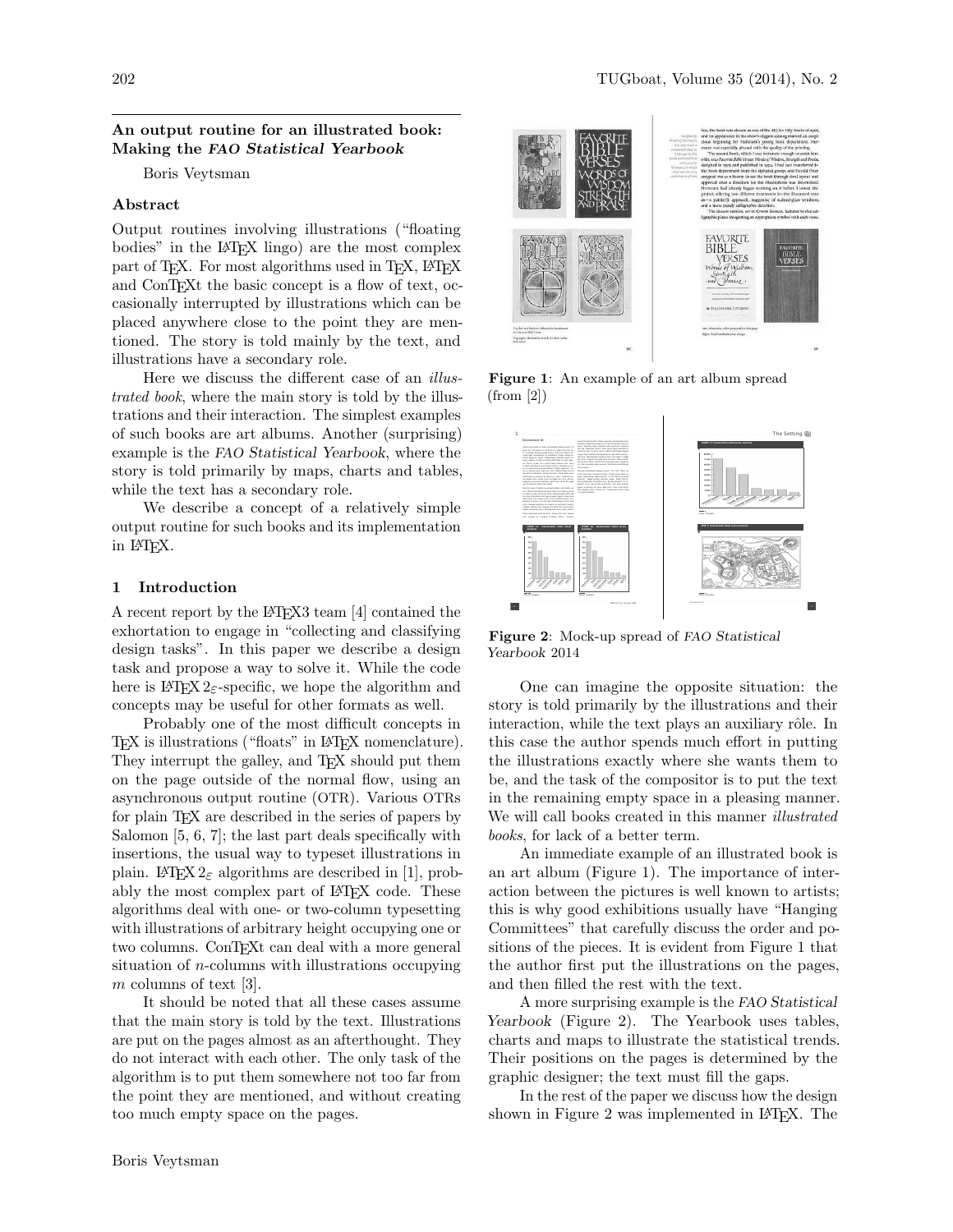## An output routine for an illustrated book: Making the *FAO Statistical Yearbook*

Boris Veytsman

### Abstract

Output routines involving illustrations ("floating bodies" in the LaTeX lingo) are the most complex part of TeX. For most algorithms used in TeX, LaTeX and ConTeXt the basic concept is a flow of text, occasionally interrupted by illustrations which can be placed anywhere close to the point they are mentioned. The story is told mainly by the text, and illustrations have a secondary role.

Here we discuss the different case of an *illustrated book*, where the main story is told by the illustrations and their interaction. The simplest examples of such books are art albums. Another (surprising) example is the *FAO Statistical Yearbook*, where the story is told primarily by maps, charts and tables, while the text has a secondary role.

We describe a concept of a relatively simple output routine for such books and its implementation in LaTeX.

### 1 Introduction

A recent report by the LaTeX3 team [4] contained the exhortation to engage in "collecting and classifying design tasks". In this paper we describe a design task and propose a way to solve it. While the code here is LaTeX $2_\varepsilon$-specific, we hope the algorithm and concepts may be useful for other formats as well.

Probably one of the most difficult concepts in TeX is illustrations ("floats" in LaTeX nomenclature). They interrupt the galley, and TeX should put them on the page outside of the normal flow, using an asynchronous output routine (OTR). Various OTRs for plain TeX are described in the series of papers by Salomon [5, 6, 7]; the last part deals specifically with insertions, the usual way to typeset illustrations in plain. LaTeX $2_\varepsilon$ algorithms are described in [1], probably the most complex part of LaTeX code. These algorithms deal with one- or two-column typesetting with illustrations of arbitrary height occupying one or two columns. ConTeXt can deal with a more general situation of $n$-columns with illustrations occupying $m$ columns of text [3].

It should be noted that all these cases assume that the main story is told by the text. Illustrations are put on the pages almost as an afterthought. They do not interact with each other. The only task of the algorithm is to put them somewhere not too far from the point they are mentioned, and without creating too much empty space on the pages.

**Figure 1**: An example of an art album spread (from [2])

**Figure 2**: Mock-up spread of *FAO Statistical Yearbook* 2014

One can imagine the opposite situation: the story is told primarily by the illustrations and their interaction, while the text plays an auxiliary rôle. In this case the author spends much effort in putting the illustrations exactly where she wants them to be, and the task of the compositor is to put the text in the remaining empty space in a pleasing manner. We will call books created in this manner *illustrated books*, for lack of a better term.

An immediate example of an illustrated book is an art album (Figure 1). The importance of interaction between the pictures is well known to artists; this is why good exhibitions usually have "Hanging Committees" that carefully discuss the order and positions of the pieces. It is evident from Figure 1 that the author first put the illustrations on the pages, and then filled the rest with the text.

A more surprising example is the *FAO Statistical Yearbook* (Figure 2). The Yearbook uses tables, charts and maps to illustrate the statistical trends. Their positions on the pages is determined by the graphic designer; the text must fill the gaps.

In the rest of the paper we discuss how the design shown in Figure 2 was implemented in LaTeX. The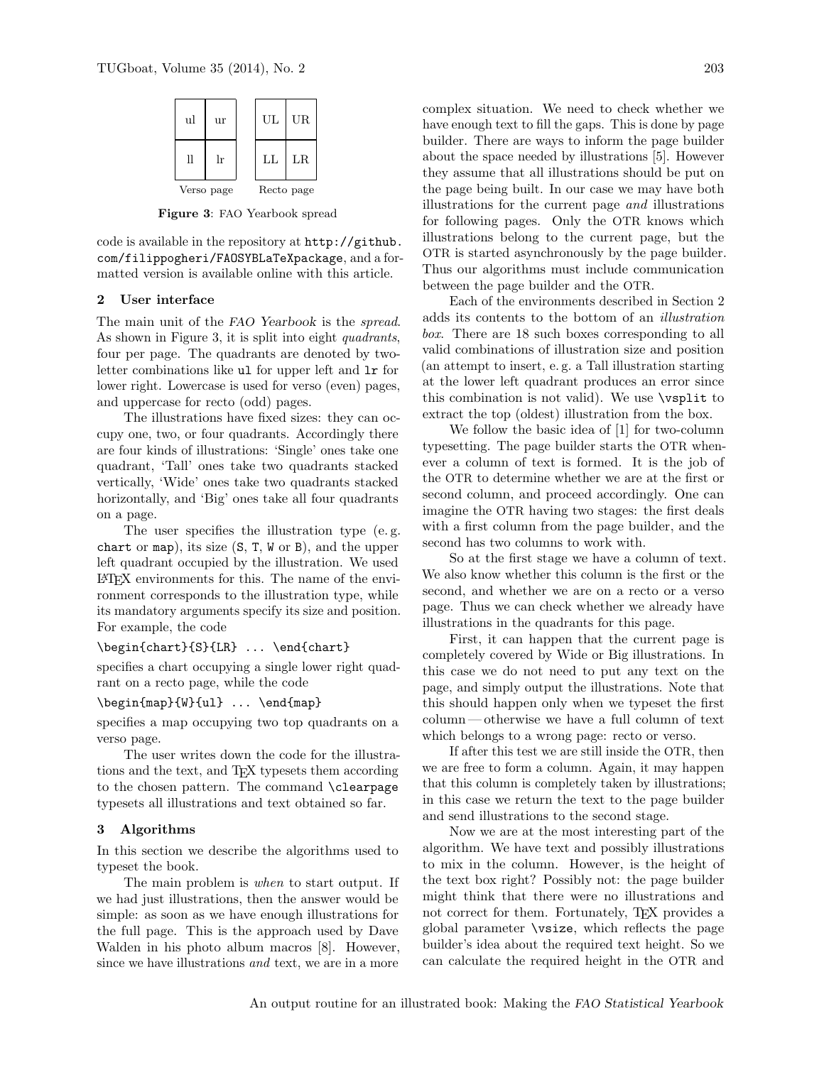| ul | ur |  | UL | UR |
|---|---|---|---|---|
| ll | lr |  | LL | LR |
| Verso page | |  | Recto page | |

**Figure 3**: FAO Yearbook spread

code is available in the repository at `http://github.com/filippogheri/FAOSYBLaTeXpackage`, and a formatted version is available online with this article.

## 2 User interface

The main unit of the *FAO Yearbook* is the *spread*. As shown in Figure 3, it is split into eight *quadrants*, four per page. The quadrants are denoted by two-letter combinations like `ul` for upper left and `lr` for lower right. Lowercase is used for verso (even) pages, and uppercase for recto (odd) pages.

The illustrations have fixed sizes: they can occupy one, two, or four quadrants. Accordingly there are four kinds of illustrations: 'Single' ones take one quadrant, 'Tall' ones take two quadrants stacked vertically, 'Wide' ones take two quadrants stacked horizontally, and 'Big' ones take all four quadrants on a page.

The user specifies the illustration type (e.g. `chart` or `map`), its size (`S`, `T`, `W` or `B`), and the upper left quadrant occupied by the illustration. We used LaTeX environments for this. The name of the environment corresponds to the illustration type, while its mandatory arguments specify its size and position. For example, the code

```
\begin{chart}{S}{LR} ... \end{chart}
```

specifies a chart occupying a single lower right quadrant on a recto page, while the code

```
\begin{map}{W}{ul} ... \end{map}
```

specifies a map occupying two top quadrants on a verso page.

The user writes down the code for the illustrations and the text, and TeX typesets them according to the chosen pattern. The command `\clearpage` typesets all illustrations and text obtained so far.

## 3 Algorithms

In this section we describe the algorithms used to typeset the book.

The main problem is *when* to start output. If we had just illustrations, then the answer would be simple: as soon as we have enough illustrations for the full page. This is the approach used by Dave Walden in his photo album macros [8]. However, since we have illustrations *and* text, we are in a more complex situation. We need to check whether we have enough text to fill the gaps. This is done by page builder. There are ways to inform the page builder about the space needed by illustrations [5]. However they assume that all illustrations should be put on the page being built. In our case we may have both illustrations for the current page *and* illustrations for following pages. Only the OTR knows which illustrations belong to the current page, but the OTR is started asynchronously by the page builder. Thus our algorithms must include communication between the page builder and the OTR.

Each of the environments described in Section 2 adds its contents to the bottom of an *illustration box*. There are 18 such boxes corresponding to all valid combinations of illustration size and position (an attempt to insert, e.g. a Tall illustration starting at the lower left quadrant produces an error since this combination is not valid). We use `\vsplit` to extract the top (oldest) illustration from the box.

We follow the basic idea of [1] for two-column typesetting. The page builder starts the OTR whenever a column of text is formed. It is the job of the OTR to determine whether we are at the first or second column, and proceed accordingly. One can imagine the OTR having two stages: the first deals with a first column from the page builder, and the second has two columns to work with.

So at the first stage we have a column of text. We also know whether this column is the first or the second, and whether we are on a recto or a verso page. Thus we can check whether we already have illustrations in the quadrants for this page.

First, it can happen that the current page is completely covered by Wide or Big illustrations. In this case we do not need to put any text on the page, and simply output the illustrations. Note that this should happen only when we typeset the first column — otherwise we have a full column of text which belongs to a wrong page: recto or verso.

If after this test we are still inside the OTR, then we are free to form a column. Again, it may happen that this column is completely taken by illustrations; in this case we return the text to the page builder and send illustrations to the second stage.

Now we are at the most interesting part of the algorithm. We have text and possibly illustrations to mix in the column. However, is the height of the text box right? Possibly not: the page builder might think that there were no illustrations and not correct for them. Fortunately, TeX provides a global parameter `\vsize`, which reflects the page builder's idea about the required text height. So we can calculate the required height in the OTR and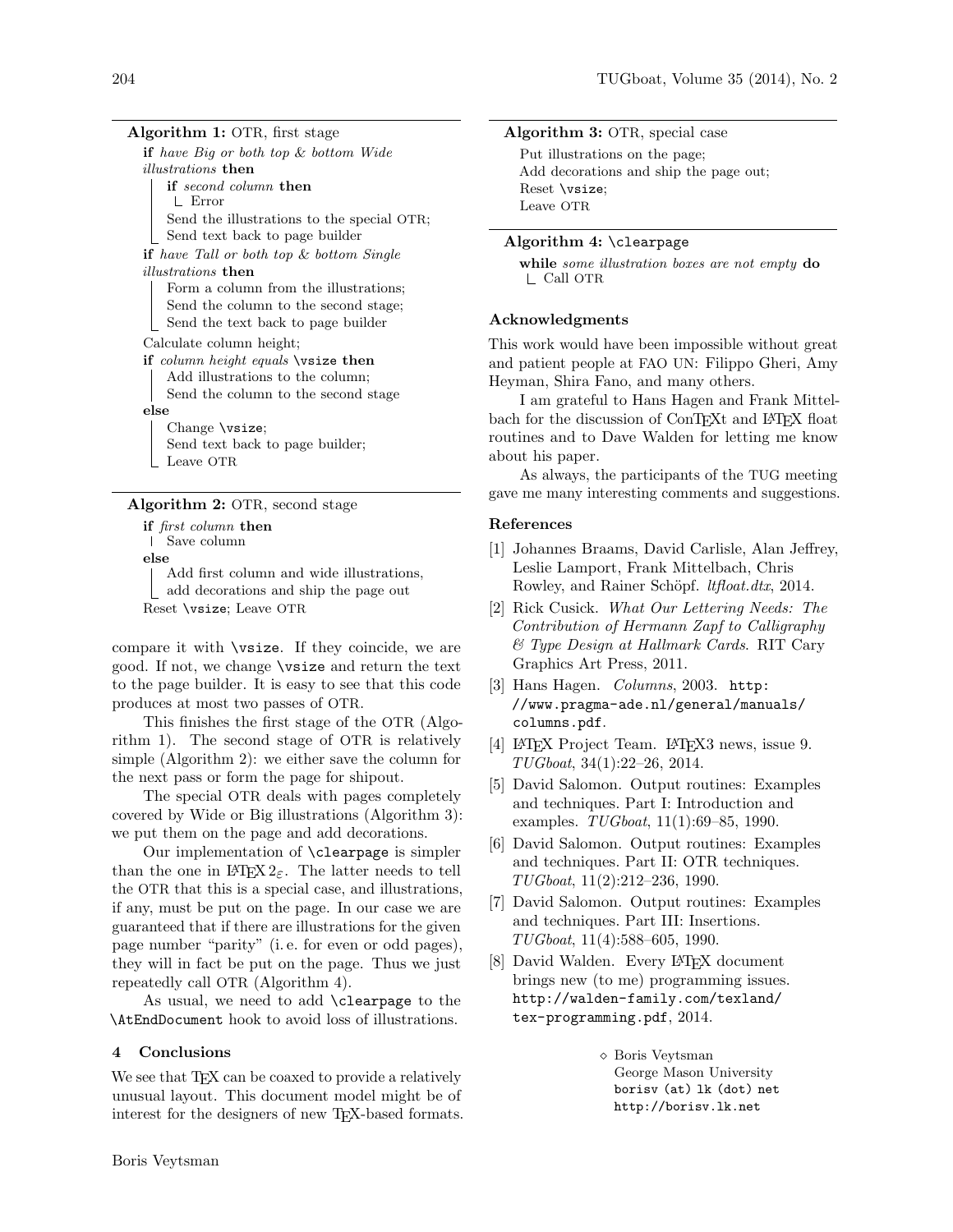**Algorithm 1:** OTR, first stage

**if** *have Big or both top & bottom Wide illustrations* **then**
- **if** *second column* **then**
  - Error
- Send the illustrations to the special OTR;
- Send text back to page builder

**if** *have Tall or both top & bottom Single illustrations* **then**
- Form a column from the illustrations;
- Send the column to the second stage;
- Send the text back to page builder

Calculate column height;

**if** *column height equals* `\vsize` **then**
- Add illustrations to the column;
- Send the column to the second stage

**else**
- Change `\vsize`;
- Send text back to page builder;
- Leave OTR

**Algorithm 2:** OTR, second stage

**if** *first column* **then**
- Save column

**else**
- Add first column and wide illustrations, add decorations and ship the page out

Reset `\vsize`; Leave OTR

compare it with `\vsize`. If they coincide, we are good. If not, we change `\vsize` and return the text to the page builder. It is easy to see that this code produces at most two passes of OTR.

This finishes the first stage of the OTR (Algorithm 1). The second stage of OTR is relatively simple (Algorithm 2): we either save the column for the next pass or form the page for shipout.

The special OTR deals with pages completely covered by Wide or Big illustrations (Algorithm 3): we put them on the page and add decorations.

Our implementation of `\clearpage` is simpler than the one in LaTeX 2ε. The latter needs to tell the OTR that this is a special case, and illustrations, if any, must be put on the page. In our case we are guaranteed that if there are illustrations for the given page number "parity" (i. e. for even or odd pages), they will in fact be put on the page. Thus we just repeatedly call OTR (Algorithm 4).

As usual, we need to add `\clearpage` to the `\AtEndDocument` hook to avoid loss of illustrations.

## 4 Conclusions

We see that TeX can be coaxed to provide a relatively unusual layout. This document model might be of interest for the designers of new TeX-based formats.

**Algorithm 3:** OTR, special case

Put illustrations on the page;
Add decorations and ship the page out;
Reset `\vsize`;
Leave OTR

**Algorithm 4:** `\clearpage`

**while** *some illustration boxes are not empty* **do**
- Call OTR

### Acknowledgments

This work would have been impossible without great and patient people at FAO UN: Filippo Gheri, Amy Heyman, Shira Fano, and many others.

I am grateful to Hans Hagen and Frank Mittelbach for the discussion of ConTeXt and LaTeX float routines and to Dave Walden for letting me know about his paper.

As always, the participants of the TUG meeting gave me many interesting comments and suggestions.

### References

[1] Johannes Braams, David Carlisle, Alan Jeffrey, Leslie Lamport, Frank Mittelbach, Chris Rowley, and Rainer Schöpf. *ltfloat.dtx*, 2014.

[2] Rick Cusick. *What Our Lettering Needs: The Contribution of Hermann Zapf to Calligraphy & Type Design at Hallmark Cards*. RIT Cary Graphics Art Press, 2011.

[3] Hans Hagen. *Columns*, 2003. `http://www.pragma-ade.nl/general/manuals/columns.pdf`.

[4] LaTeX Project Team. LaTeX3 news, issue 9. *TUGboat*, 34(1):22–26, 2014.

[5] David Salomon. Output routines: Examples and techniques. Part I: Introduction and examples. *TUGboat*, 11(1):69–85, 1990.

[6] David Salomon. Output routines: Examples and techniques. Part II: OTR techniques. *TUGboat*, 11(2):212–236, 1990.

[7] David Salomon. Output routines: Examples and techniques. Part III: Insertions. *TUGboat*, 11(4):588–605, 1990.

[8] David Walden. Every LaTeX document brings new (to me) programming issues. `http://walden-family.com/texland/tex-programming.pdf`, 2014.

◇ Boris Veytsman
George Mason University
`borisv (at) lk (dot) net`
`http://borisv.lk.net`